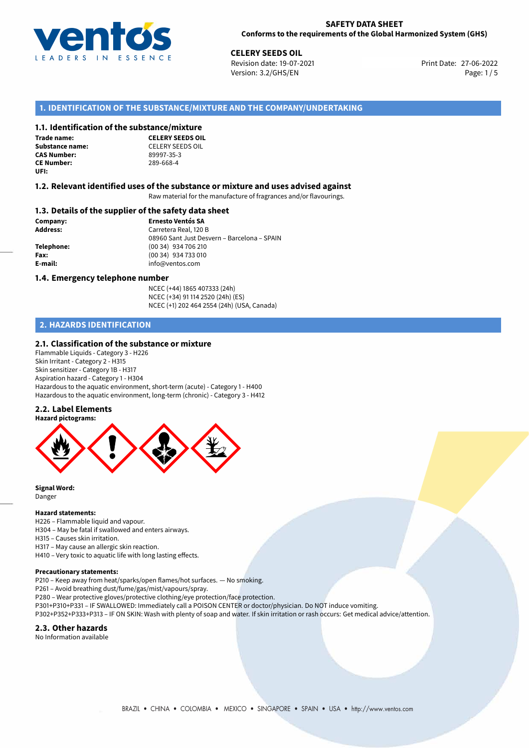**SAFETY DATA SHEET**
**Conforms to the requirements of the Global Harmonized System (GHS)**

**CELERY SEEDS OIL**
Revision date: 19-07-2021
Version: 3.2/GHS/EN
Print Date: 27-06-2022

## 1. IDENTIFICATION OF THE SUBSTANCE/MIXTURE AND THE COMPANY/UNDERTAKING

### 1.1. Identification of the substance/mixture

**Trade name:** **CELERY SEEDS OIL**
**Substance name:** CELERY SEEDS OIL
**CAS Number:** 89997-35-3
**CE Number:** 289-668-4
**UFI:**

### 1.2. Relevant identified uses of the substance or mixture and uses advised against

Raw material for the manufacture of fragrances and/or flavourings.

### 1.3. Details of the supplier of the safety data sheet

**Company:** **Ernesto Ventós SA**
**Address:** Carretera Real, 120 B
08960 Sant Just Desvern – Barcelona – SPAIN
**Telephone:** (00 34) 934 706 210
**Fax:** (00 34) 934 733 010
**E-mail:** info@ventos.com

### 1.4. Emergency telephone number

NCEC (+44) 1865 407333 (24h)
NCEC (+34) 91 114 2520 (24h) (ES)
NCEC (+1) 202 464 2554 (24h) (USA, Canada)

## 2. HAZARDS IDENTIFICATION

### 2.1. Classification of the substance or mixture

Flammable Liquids - Category 3 - H226
Skin Irritant - Category 2 - H315
Skin sensitizer - Category 1B - H317
Aspiration hazard - Category 1 - H304
Hazardous to the aquatic environment, short-term (acute) - Category 1 - H400
Hazardous to the aquatic environment, long-term (chronic) - Category 3 - H412

### 2.2. Label Elements

**Hazard pictograms:**

**Signal Word:**
Danger

**Hazard statements:**
H226 – Flammable liquid and vapour.
H304 – May be fatal if swallowed and enters airways.
H315 – Causes skin irritation.
H317 – May cause an allergic skin reaction.
H410 – Very toxic to aquatic life with long lasting effects.

**Precautionary statements:**
P210 – Keep away from heat/sparks/open flames/hot surfaces. — No smoking.
P261 – Avoid breathing dust/fume/gas/mist/vapours/spray.
P280 – Wear protective gloves/protective clothing/eye protection/face protection.
P301+P310+P331 – IF SWALLOWED: Immediately call a POISON CENTER or doctor/physician. Do NOT induce vomiting.
P302+P352+P333+P313 – IF ON SKIN: Wash with plenty of soap and water. If skin irritation or rash occurs: Get medical advice/attention.

### 2.3. Other hazards

No Information available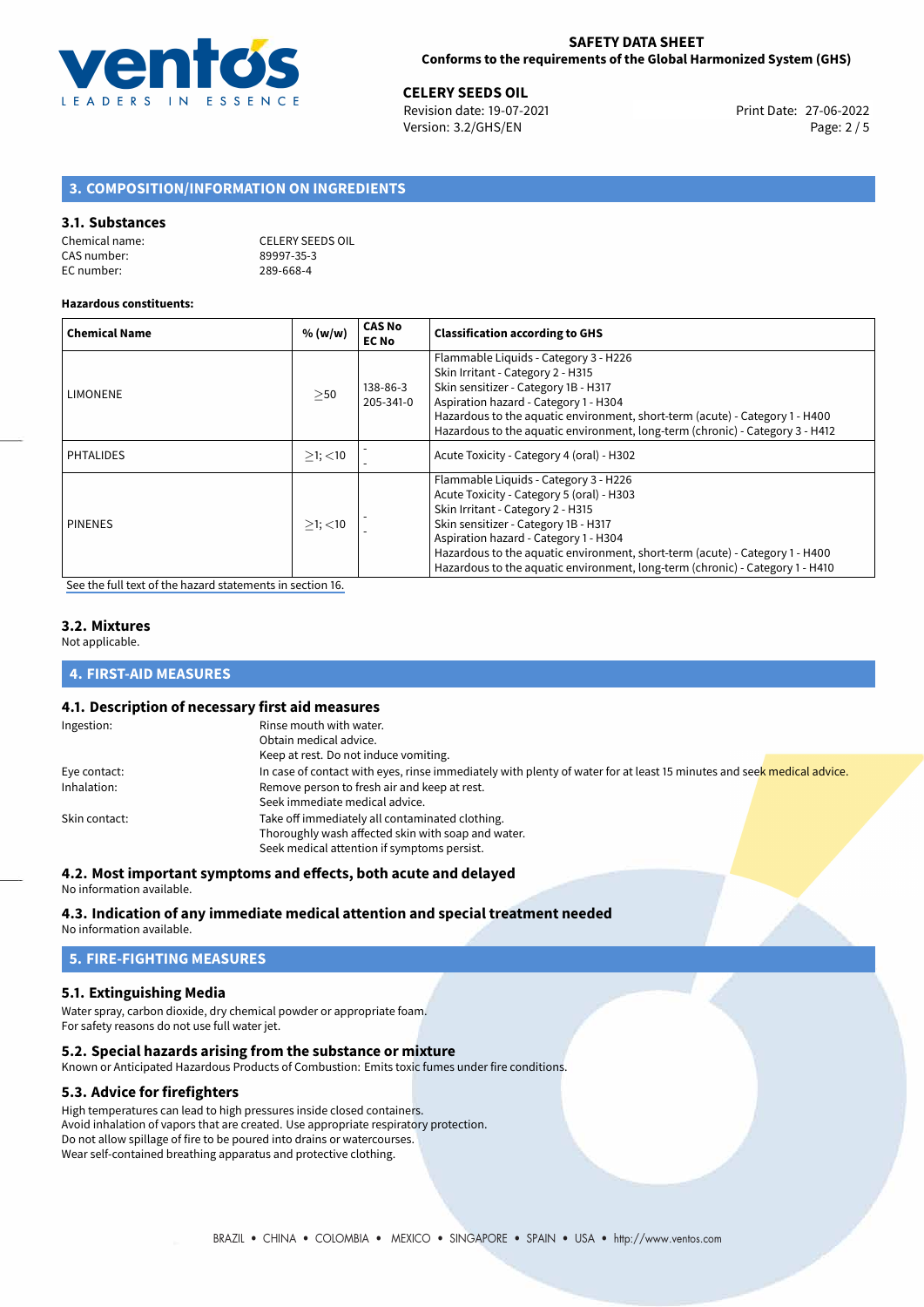## 3. COMPOSITION/INFORMATION ON INGREDIENTS

### 3.1. Substances

Chemical name: CELERY SEEDS OIL
CAS number: 89997-35-3
EC number: 289-668-4

**Hazardous constituents:**

| Chemical Name | % (w/w) | CAS No EC No | Classification according to GHS |
|---|---|---|---|
| LIMONENE | $\geq$50 | 138-86-3 205-341-0 | Flammable Liquids - Category 3 - H226<br>Skin Irritant - Category 2 - H315<br>Skin sensitizer - Category 1B - H317<br>Aspiration hazard - Category 1 - H304<br>Hazardous to the aquatic environment, short-term (acute) - Category 1 - H400<br>Hazardous to the aquatic environment, long-term (chronic) - Category 3 - H412 |
| PHTALIDES | $\geq$1; $<$10 | - - | Acute Toxicity - Category 4 (oral) - H302 |
| PINENES | $\geq$1; $<$10 | - - | Flammable Liquids - Category 3 - H226<br>Acute Toxicity - Category 5 (oral) - H303<br>Skin Irritant - Category 2 - H315<br>Skin sensitizer - Category 1B - H317<br>Aspiration hazard - Category 1 - H304<br>Hazardous to the aquatic environment, short-term (acute) - Category 1 - H400<br>Hazardous to the aquatic environment, long-term (chronic) - Category 1 - H410 |

See the full text of the hazard statements in section 16.

### 3.2. Mixtures

Not applicable.

## 4. FIRST-AID MEASURES

### 4.1. Description of necessary first aid measures

Ingestion: Rinse mouth with water.
Obtain medical advice.
Keep at rest. Do not induce vomiting.

Eye contact: In case of contact with eyes, rinse immediately with plenty of water for at least 15 minutes and seek medical advice.

Inhalation: Remove person to fresh air and keep at rest.
Seek immediate medical advice.

Skin contact: Take off immediately all contaminated clothing.
Thoroughly wash affected skin with soap and water.
Seek medical attention if symptoms persist.

### 4.2. Most important symptoms and effects, both acute and delayed

No information available.

### 4.3. Indication of any immediate medical attention and special treatment needed

No information available.

## 5. FIRE-FIGHTING MEASURES

### 5.1. Extinguishing Media

Water spray, carbon dioxide, dry chemical powder or appropriate foam.
For safety reasons do not use full water jet.

### 5.2. Special hazards arising from the substance or mixture

Known or Anticipated Hazardous Products of Combustion: Emits toxic fumes under fire conditions.

### 5.3. Advice for firefighters

High temperatures can lead to high pressures inside closed containers.
Avoid inhalation of vapors that are created. Use appropriate respiratory protection.
Do not allow spillage of fire to be poured into drains or watercourses.
Wear self-contained breathing apparatus and protective clothing.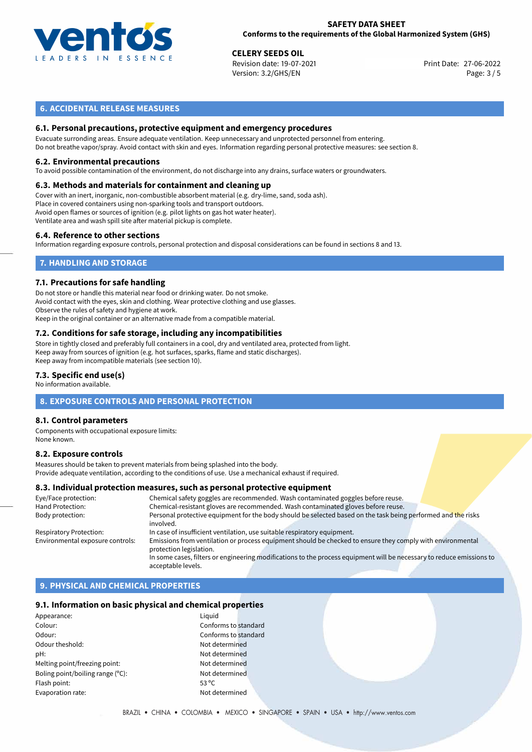## 6. ACCIDENTAL RELEASE MEASURES

### 6.1. Personal precautions, protective equipment and emergency procedures

Evacuate surronding areas. Ensure adequate ventilation. Keep unnecessary and unprotected personnel from entering.
Do not breathe vapor/spray. Avoid contact with skin and eyes. Information regarding personal protective measures: see section 8.

### 6.2. Environmental precautions

To avoid possible contamination of the environment, do not discharge into any drains, surface waters or groundwaters.

### 6.3. Methods and materials for containment and cleaning up

Cover with an inert, inorganic, non-combustible absorbent material (e.g. dry-lime, sand, soda ash).
Place in covered containers using non-sparking tools and transport outdoors.
Avoid open flames or sources of ignition (e.g. pilot lights on gas hot water heater).
Ventilate area and wash spill site after material pickup is complete.

### 6.4. Reference to other sections

Information regarding exposure controls, personal protection and disposal considerations can be found in sections 8 and 13.

## 7. HANDLING AND STORAGE

### 7.1. Precautions for safe handling

Do not store or handle this material near food or drinking water. Do not smoke.
Avoid contact with the eyes, skin and clothing. Wear protective clothing and use glasses.
Observe the rules of safety and hygiene at work.
Keep in the original container or an alternative made from a compatible material.

### 7.2. Conditions for safe storage, including any incompatibilities

Store in tightly closed and preferably full containers in a cool, dry and ventilated area, protected from light.
Keep away from sources of ignition (e.g. hot surfaces, sparks, flame and static discharges).
Keep away from incompatible materials (see section 10).

### 7.3. Specific end use(s)

No information available.

## 8. EXPOSURE CONTROLS AND PERSONAL PROTECTION

### 8.1. Control parameters

Components with occupational exposure limits:
None known.

### 8.2. Exposure controls

Measures should be taken to prevent materials from being splashed into the body.
Provide adequate ventilation, according to the conditions of use. Use a mechanical exhaust if required.

### 8.3. Individual protection measures, such as personal protective equipment

| | |
|---|---|
| Eye/Face protection: | Chemical safety goggles are recommended. Wash contaminated goggles before reuse. |
| Hand Protection: | Chemical-resistant gloves are recommended. Wash contaminated gloves before reuse. |
| Body protection: | Personal protective equipment for the body should be selected based on the task being performed and the risks involved. |
| Respiratory Protection: | In case of insufficient ventilation, use suitable respiratory equipment. |
| Environmental exposure controls: | Emissions from ventilation or process equipment should be checked to ensure they comply with environmental protection legislation. In some cases, filters or engineering modifications to the process equipment will be necessary to reduce emissions to acceptable levels. |

## 9. PHYSICAL AND CHEMICAL PROPERTIES

### 9.1. Information on basic physical and chemical properties

| | |
|---|---|
| Appearance: | Liquid |
| Colour: | Conforms to standard |
| Odour: | Conforms to standard |
| Odour theshold: | Not determined |
| pH: | Not determined |
| Melting point/freezing point: | Not determined |
| Boling point/boiling range (°C): | Not determined |
| Flash point: | 53 °C |
| Evaporation rate: | Not determined |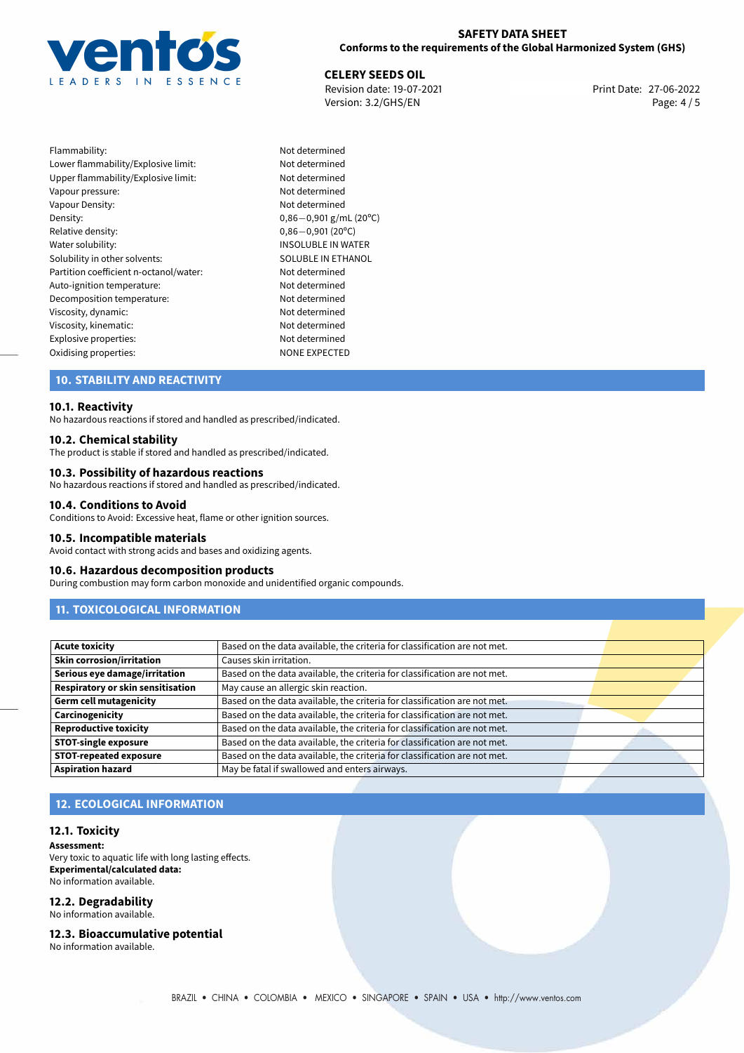| | |
|---|---|
| Flammability: | Not determined |
| Lower flammability/Explosive limit: | Not determined |
| Upper flammability/Explosive limit: | Not determined |
| Vapour pressure: | Not determined |
| Vapour Density: | Not determined |
| Density: | 0,86−0,901 g/mL (20°C) |
| Relative density: | 0,86−0,901 (20°C) |
| Water solubility: | INSOLUBLE IN WATER |
| Solubility in other solvents: | SOLUBLE IN ETHANOL |
| Partition coefficient n-octanol/water: | Not determined |
| Auto-ignition temperature: | Not determined |
| Decomposition temperature: | Not determined |
| Viscosity, dynamic: | Not determined |
| Viscosity, kinematic: | Not determined |
| Explosive properties: | Not determined |
| Oxidising properties: | NONE EXPECTED |

## 10. STABILITY AND REACTIVITY

### 10.1. Reactivity

No hazardous reactions if stored and handled as prescribed/indicated.

### 10.2. Chemical stability

The product is stable if stored and handled as prescribed/indicated.

### 10.3. Possibility of hazardous reactions

No hazardous reactions if stored and handled as prescribed/indicated.

### 10.4. Conditions to Avoid

Conditions to Avoid: Excessive heat, flame or other ignition sources.

### 10.5. Incompatible materials

Avoid contact with strong acids and bases and oxidizing agents.

### 10.6. Hazardous decomposition products

During combustion may form carbon monoxide and unidentified organic compounds.

## 11. TOXICOLOGICAL INFORMATION

| | |
|---|---|
| **Acute toxicity** | Based on the data available, the criteria for classification are not met. |
| **Skin corrosion/irritation** | Causes skin irritation. |
| **Serious eye damage/irritation** | Based on the data available, the criteria for classification are not met. |
| **Respiratory or skin sensitisation** | May cause an allergic skin reaction. |
| **Germ cell mutagenicity** | Based on the data available, the criteria for classification are not met. |
| **Carcinogenicity** | Based on the data available, the criteria for classification are not met. |
| **Reproductive toxicity** | Based on the data available, the criteria for classification are not met. |
| **STOT-single exposure** | Based on the data available, the criteria for classification are not met. |
| **STOT-repeated exposure** | Based on the data available, the criteria for classification are not met. |
| **Aspiration hazard** | May be fatal if swallowed and enters airways. |

## 12. ECOLOGICAL INFORMATION

### 12.1. Toxicity

**Assessment:**
Very toxic to aquatic life with long lasting effects.
**Experimental/calculated data:**
No information available.

### 12.2. Degradability

No information available.

### 12.3. Bioaccumulative potential

No information available.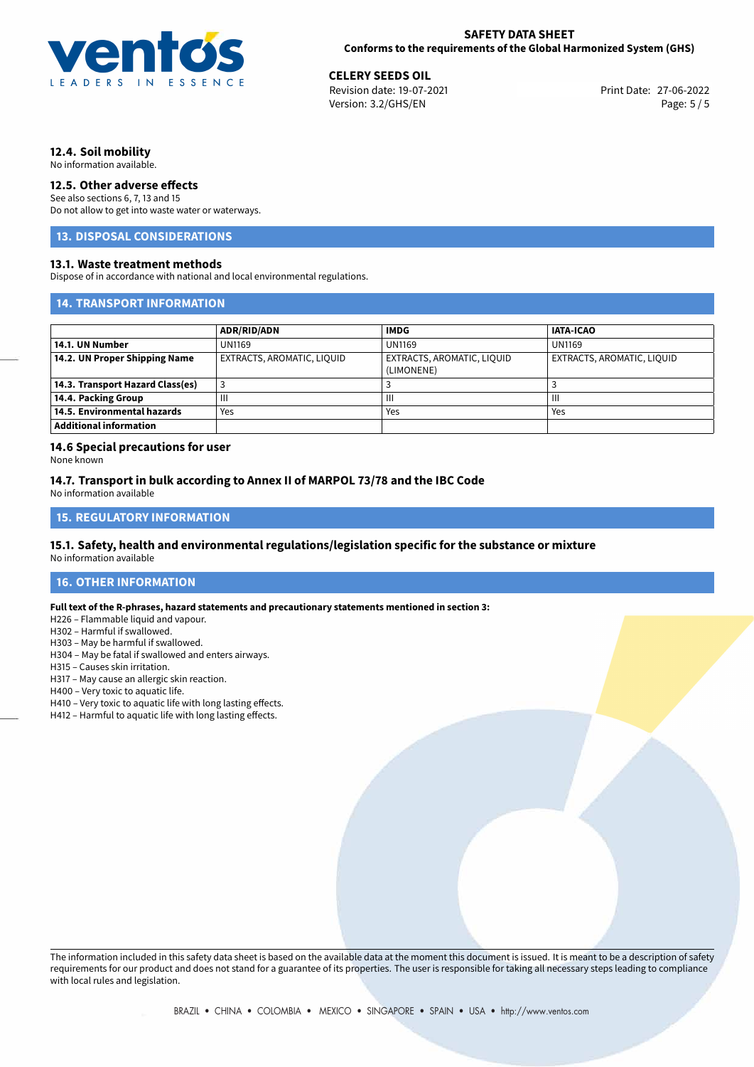### 12.4. Soil mobility

No information available.

### 12.5. Other adverse effects

See also sections 6, 7, 13 and 15

Do not allow to get into waste water or waterways.

## 13. DISPOSAL CONSIDERATIONS

### 13.1. Waste treatment methods

Dispose of in accordance with national and local environmental regulations.

## 14. TRANSPORT INFORMATION

| | ADR/RID/ADN | IMDG | IATA-ICAO |
|---|---|---|---|
| **14.1. UN Number** | UN1169 | UN1169 | UN1169 |
| **14.2. UN Proper Shipping Name** | EXTRACTS, AROMATIC, LIQUID | EXTRACTS, AROMATIC, LIQUID (LIMONENE) | EXTRACTS, AROMATIC, LIQUID |
| **14.3. Transport Hazard Class(es)** | 3 | 3 | 3 |
| **14.4. Packing Group** | III | III | III |
| **14.5. Environmental hazards** | Yes | Yes | Yes |
| **Additional information** | | | |

### 14.6 Special precautions for user

None known

### 14.7. Transport in bulk according to Annex II of MARPOL 73/78 and the IBC Code

No information available

## 15. REGULATORY INFORMATION

### 15.1. Safety, health and environmental regulations/legislation specific for the substance or mixture

No information available

## 16. OTHER INFORMATION

**Full text of the R-phrases, hazard statements and precautionary statements mentioned in section 3:**

H226 – Flammable liquid and vapour.
H302 – Harmful if swallowed.
H303 – May be harmful if swallowed.
H304 – May be fatal if swallowed and enters airways.
H315 – Causes skin irritation.
H317 – May cause an allergic skin reaction.
H400 – Very toxic to aquatic life.
H410 – Very toxic to aquatic life with long lasting effects.
H412 – Harmful to aquatic life with long lasting effects.

The information included in this safety data sheet is based on the available data at the moment this document is issued. It is meant to be a description of safety requirements for our product and does not stand for a guarantee of its properties. The user is responsible for taking all necessary steps leading to compliance with local rules and legislation.